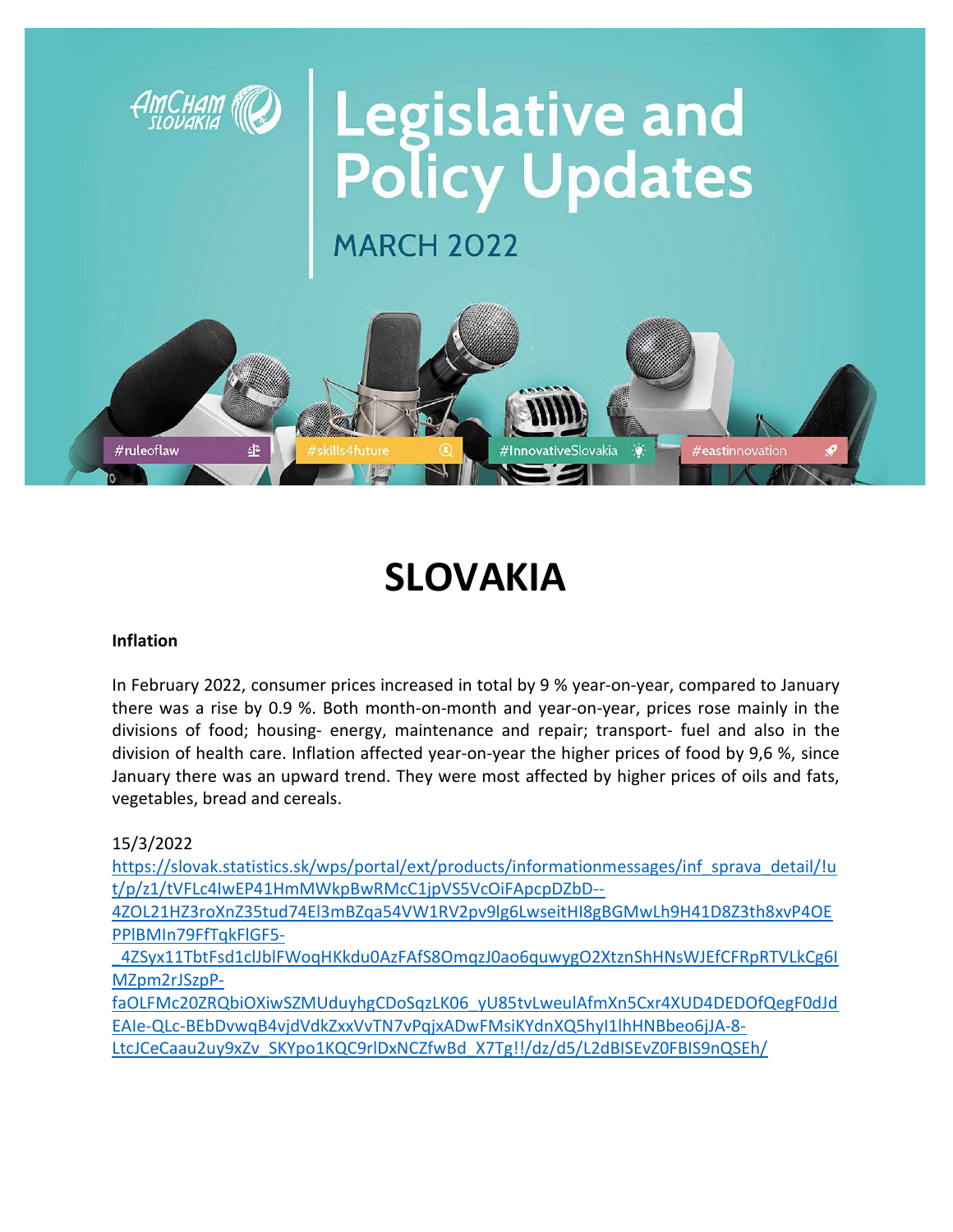# Legislative and Policy Updates

MARCH 2022

#ruleoflaw #skills4future #InnovativeSlovakia #eastinnovation

# SLOVAKIA

**Inflation**

In February 2022, consumer prices increased in total by 9 % year-on-year, compared to January there was a rise by 0.9 %. Both month-on-month and year-on-year, prices rose mainly in the divisions of food; housing- energy, maintenance and repair; transport- fuel and also in the division of health care. Inflation affected year-on-year the higher prices of food by 9,6 %, since January there was an upward trend. They were most affected by higher prices of oils and fats, vegetables, bread and cereals.

15/3/2022

https://slovak.statistics.sk/wps/portal/ext/products/informationmessages/inf_sprava_detail/!ut/p/z1/tVFLc4IwEP41HmMWkpBwRMcC1jpVS5VcOiFApcpDZbD--4ZOL21HZ3roXnZ35tud74El3mBZqa54VW1RV2pv9lg6LwseitHI8gBGMwLh9H41D8Z3th8xvP4OEPPlBMIn79FfTqkFlGF5-_4ZSyx11TbtFsd1clJblFWoqHKkdu0AzFAfS8OmqzJ0ao6quwygO2XtznShHNsWJEfCFRpRTVLkCg6IMZpm2rJSzpP-faOLFMc20ZRQbiOXiwSZMUduyhgCDoSqzLK06_yU85tvLweulAfmXn5Cxr4XUD4DEDOfQegF0dJdEAIe-QLc-BEbDvwqB4vjdVdkZxxVvTN7vPqjxADwFMsiKYdnXQ5hyI1lhHNBbeo6jJA-8-LtcJCeCaau2uy9xZv_SKYpo1KQC9rlDxNCZfwBd_X7Tg!!/dz/d5/L2dBISEvZ0FBIS9nQSEh/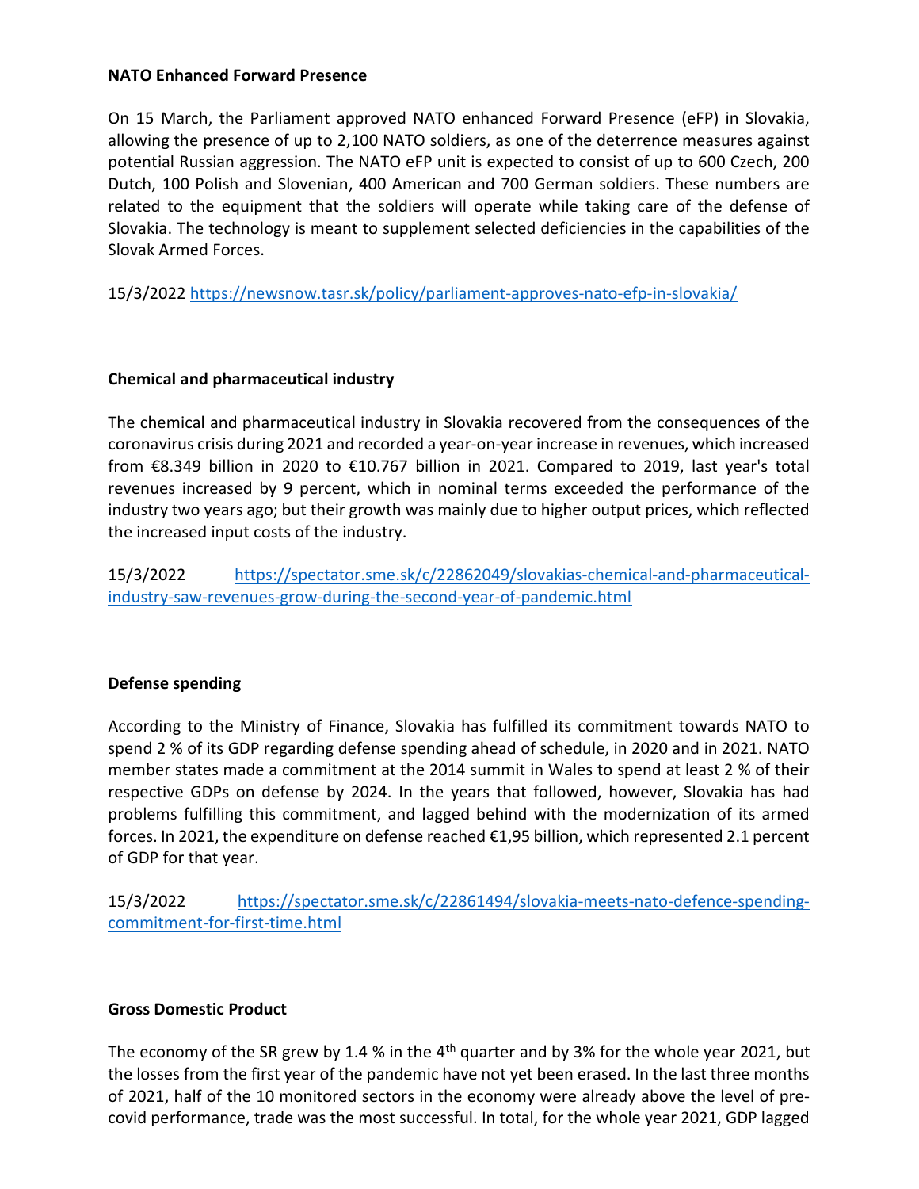**NATO Enhanced Forward Presence**

On 15 March, the Parliament approved NATO enhanced Forward Presence (eFP) in Slovakia, allowing the presence of up to 2,100 NATO soldiers, as one of the deterrence measures against potential Russian aggression. The NATO eFP unit is expected to consist of up to 600 Czech, 200 Dutch, 100 Polish and Slovenian, 400 American and 700 German soldiers. These numbers are related to the equipment that the soldiers will operate while taking care of the defense of Slovakia. The technology is meant to supplement selected deficiencies in the capabilities of the Slovak Armed Forces.

15/3/2022 [https://newsnow.tasr.sk/policy/parliament-approves-nato-efp-in-slovakia/](https://newsnow.tasr.sk/policy/parliament-approves-nato-efp-in-slovakia/)

**Chemical and pharmaceutical industry**

The chemical and pharmaceutical industry in Slovakia recovered from the consequences of the coronavirus crisis during 2021 and recorded a year-on-year increase in revenues, which increased from €8.349 billion in 2020 to €10.767 billion in 2021. Compared to 2019, last year's total revenues increased by 9 percent, which in nominal terms exceeded the performance of the industry two years ago; but their growth was mainly due to higher output prices, which reflected the increased input costs of the industry.

15/3/2022 [https://spectator.sme.sk/c/22862049/slovakias-chemical-and-pharmaceutical-industry-saw-revenues-grow-during-the-second-year-of-pandemic.html](https://spectator.sme.sk/c/22862049/slovakias-chemical-and-pharmaceutical-industry-saw-revenues-grow-during-the-second-year-of-pandemic.html)

**Defense spending**

According to the Ministry of Finance, Slovakia has fulfilled its commitment towards NATO to spend 2 % of its GDP regarding defense spending ahead of schedule, in 2020 and in 2021. NATO member states made a commitment at the 2014 summit in Wales to spend at least 2 % of their respective GDPs on defense by 2024. In the years that followed, however, Slovakia has had problems fulfilling this commitment, and lagged behind with the modernization of its armed forces. In 2021, the expenditure on defense reached €1,95 billion, which represented 2.1 percent of GDP for that year.

15/3/2022 [https://spectator.sme.sk/c/22861494/slovakia-meets-nato-defence-spending-commitment-for-first-time.html](https://spectator.sme.sk/c/22861494/slovakia-meets-nato-defence-spending-commitment-for-first-time.html)

**Gross Domestic Product**

The economy of the SR grew by 1.4 % in the 4th quarter and by 3% for the whole year 2021, but the losses from the first year of the pandemic have not yet been erased. In the last three months of 2021, half of the 10 monitored sectors in the economy were already above the level of pre-covid performance, trade was the most successful. In total, for the whole year 2021, GDP lagged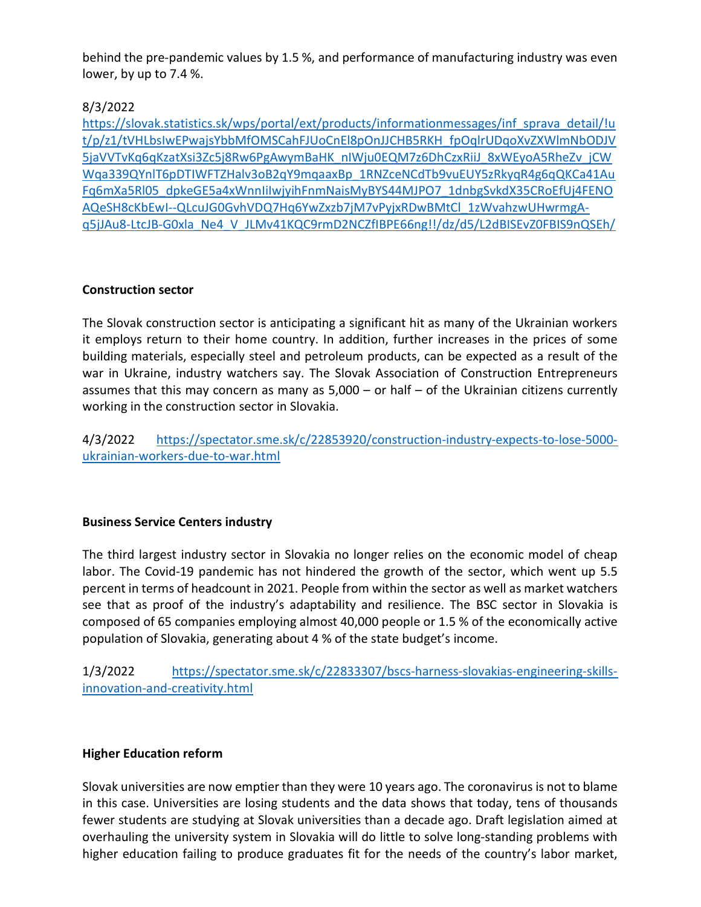behind the pre-pandemic values by 1.5 %, and performance of manufacturing industry was even lower, by up to 7.4 %.

8/3/2022
https://slovak.statistics.sk/wps/portal/ext/products/informationmessages/inf_sprava_detail/!ut/p/z1/tVHLbsIwEPwajsYbbMfOMSCahFJUoCnEl8pOnJJCHB5RKH_fpOqlrUDqoXvZXWlmNbODJV5jaVVTvKq6qKzatXsi3Zc5j8Rw6PgAwymBaHK_nIWju0EQM7z6DhCzxRiiJ_8xWEyoA5RheZv_jCWWqa339QYnlT6pDTIWFTZHalv3oB2qY9mqaaxBp_1RNZceNCdTb9vuEUY5zRkyqR4g6qQKCa41AuFq6mXa5Rl05_dpkeGE5a4xWnnIiIwjyihFnmNaisMyBYS44MJPO7_1dnbgSvkdX35CRoEfUj4FENOAQeSH8cKbEwI--QLcuJG0GvhVDQ7Hq6YwZxzb7jM7vPyjxRDwBMtCl_1zWvahzwUHwrmgA-q5jJAu8-LtcJB-G0xla_Ne4_V_JLMv41KQC9rmD2NCZfIBPE66ng!!/dz/d5/L2dBISEvZ0FBIS9nQSEh/

### Construction sector

The Slovak construction sector is anticipating a significant hit as many of the Ukrainian workers it employs return to their home country. In addition, further increases in the prices of some building materials, especially steel and petroleum products, can be expected as a result of the war in Ukraine, industry watchers say. The Slovak Association of Construction Entrepreneurs assumes that this may concern as many as 5,000 – or half – of the Ukrainian citizens currently working in the construction sector in Slovakia.

4/3/2022 https://spectator.sme.sk/c/22853920/construction-industry-expects-to-lose-5000-ukrainian-workers-due-to-war.html

### Business Service Centers industry

The third largest industry sector in Slovakia no longer relies on the economic model of cheap labor. The Covid-19 pandemic has not hindered the growth of the sector, which went up 5.5 percent in terms of headcount in 2021. People from within the sector as well as market watchers see that as proof of the industry's adaptability and resilience. The BSC sector in Slovakia is composed of 65 companies employing almost 40,000 people or 1.5 % of the economically active population of Slovakia, generating about 4 % of the state budget's income.

1/3/2022 https://spectator.sme.sk/c/22833307/bscs-harness-slovakias-engineering-skills-innovation-and-creativity.html

### Higher Education reform

Slovak universities are now emptier than they were 10 years ago. The coronavirus is not to blame in this case. Universities are losing students and the data shows that today, tens of thousands fewer students are studying at Slovak universities than a decade ago. Draft legislation aimed at overhauling the university system in Slovakia will do little to solve long-standing problems with higher education failing to produce graduates fit for the needs of the country's labor market,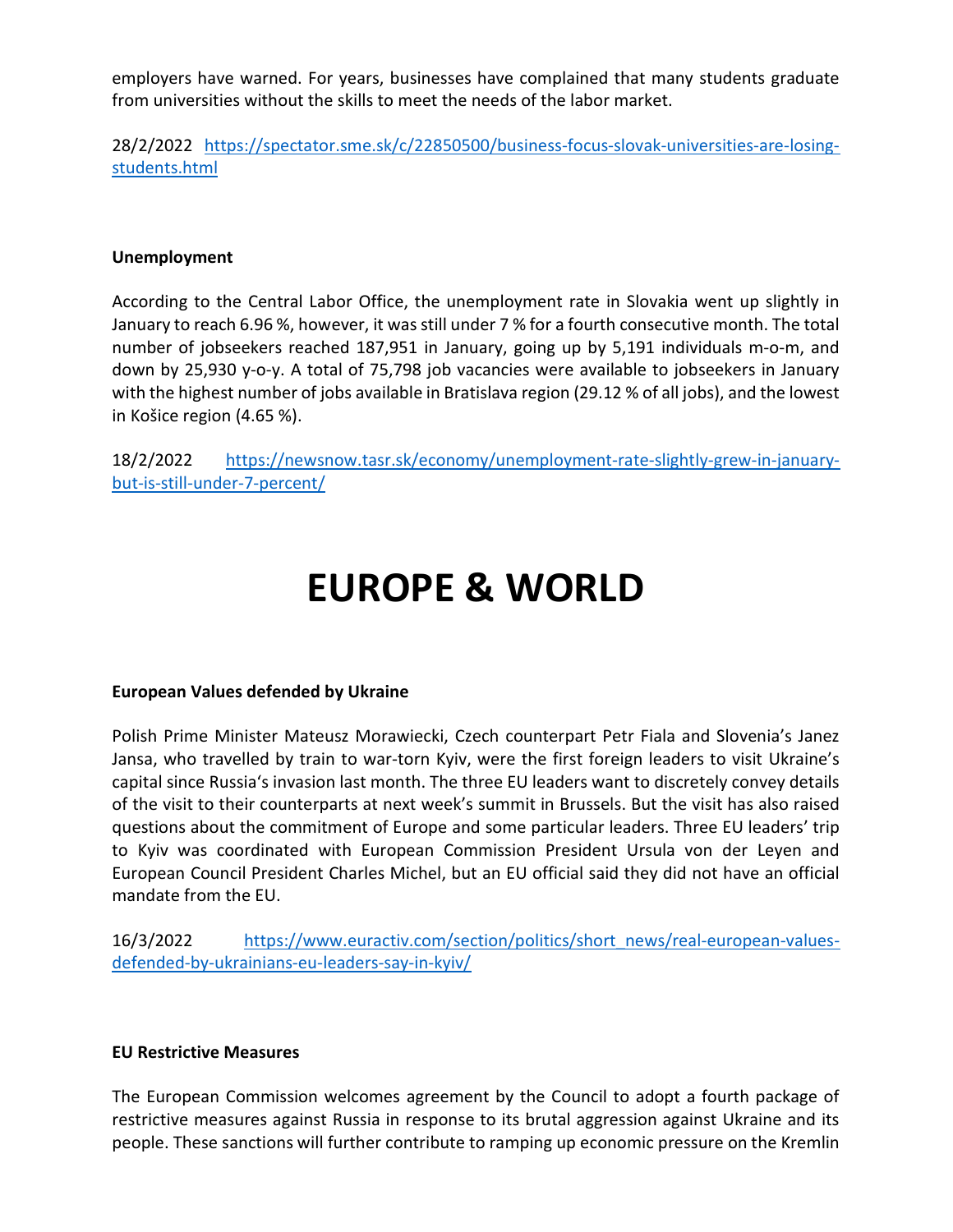employers have warned. For years, businesses have complained that many students graduate from universities without the skills to meet the needs of the labor market.

28/2/2022 [https://spectator.sme.sk/c/22850500/business-focus-slovak-universities-are-losing-students.html](https://spectator.sme.sk/c/22850500/business-focus-slovak-universities-are-losing-students.html)

**Unemployment**

According to the Central Labor Office, the unemployment rate in Slovakia went up slightly in January to reach 6.96 %, however, it was still under 7 % for a fourth consecutive month. The total number of jobseekers reached 187,951 in January, going up by 5,191 individuals m-o-m, and down by 25,930 y-o-y. A total of 75,798 job vacancies were available to jobseekers in January with the highest number of jobs available in Bratislava region (29.12 % of all jobs), and the lowest in Košice region (4.65 %).

18/2/2022 [https://newsnow.tasr.sk/economy/unemployment-rate-slightly-grew-in-january-but-is-still-under-7-percent/](https://newsnow.tasr.sk/economy/unemployment-rate-slightly-grew-in-january-but-is-still-under-7-percent/)

# EUROPE & WORLD

**European Values defended by Ukraine**

Polish Prime Minister Mateusz Morawiecki, Czech counterpart Petr Fiala and Slovenia's Janez Jansa, who travelled by train to war-torn Kyiv, were the first foreign leaders to visit Ukraine's capital since Russia's invasion last month. The three EU leaders want to discretely convey details of the visit to their counterparts at next week's summit in Brussels. But the visit has also raised questions about the commitment of Europe and some particular leaders. Three EU leaders' trip to Kyiv was coordinated with European Commission President Ursula von der Leyen and European Council President Charles Michel, but an EU official said they did not have an official mandate from the EU.

16/3/2022 [https://www.euractiv.com/section/politics/short_news/real-european-values-defended-by-ukrainians-eu-leaders-say-in-kyiv/](https://www.euractiv.com/section/politics/short_news/real-european-values-defended-by-ukrainians-eu-leaders-say-in-kyiv/)

**EU Restrictive Measures**

The European Commission welcomes agreement by the Council to adopt a fourth package of restrictive measures against Russia in response to its brutal aggression against Ukraine and its people. These sanctions will further contribute to ramping up economic pressure on the Kremlin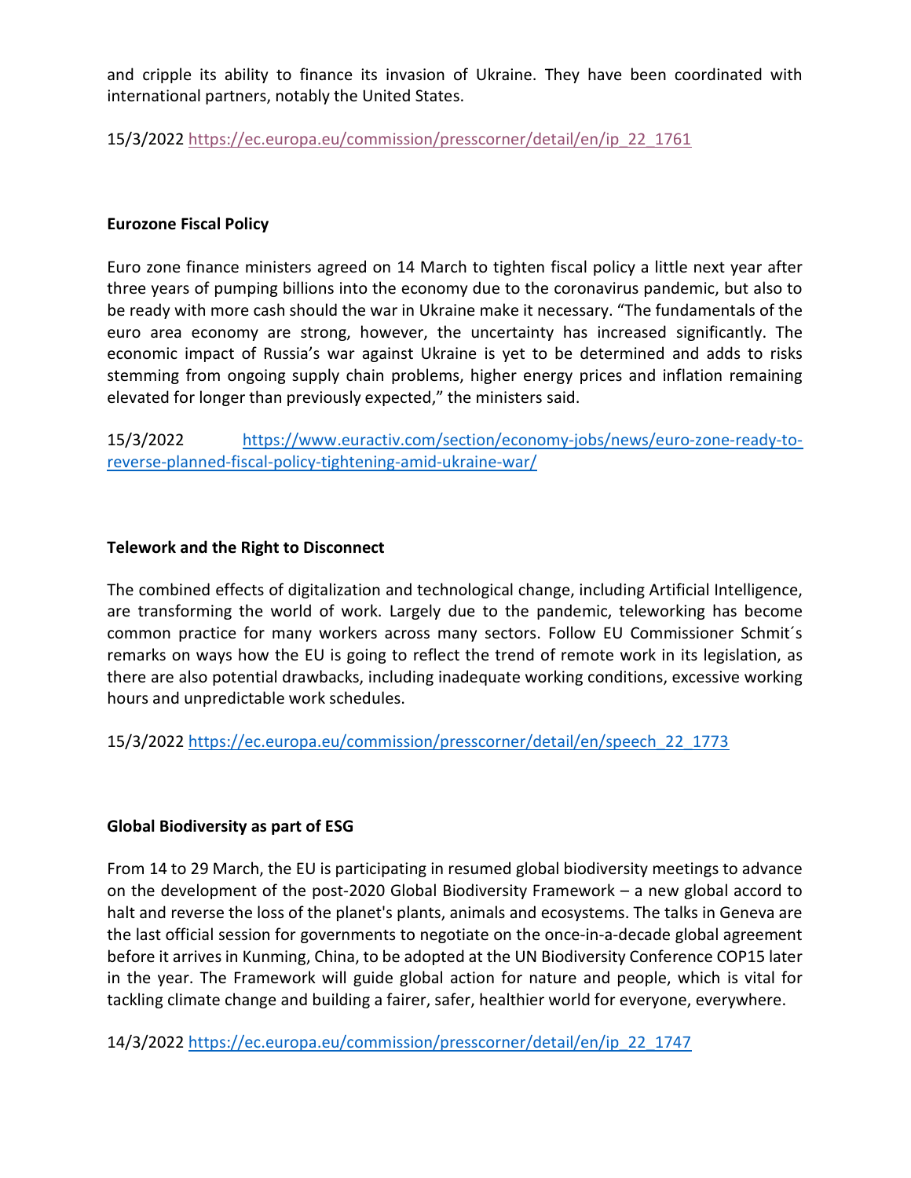and cripple its ability to finance its invasion of Ukraine. They have been coordinated with international partners, notably the United States.

15/3/2022 [https://ec.europa.eu/commission/presscorner/detail/en/ip_22_1761](https://ec.europa.eu/commission/presscorner/detail/en/ip_22_1761)

**Eurozone Fiscal Policy**

Euro zone finance ministers agreed on 14 March to tighten fiscal policy a little next year after three years of pumping billions into the economy due to the coronavirus pandemic, but also to be ready with more cash should the war in Ukraine make it necessary. “The fundamentals of the euro area economy are strong, however, the uncertainty has increased significantly. The economic impact of Russia’s war against Ukraine is yet to be determined and adds to risks stemming from ongoing supply chain problems, higher energy prices and inflation remaining elevated for longer than previously expected,” the ministers said.

15/3/2022 [https://www.euractiv.com/section/economy-jobs/news/euro-zone-ready-to-reverse-planned-fiscal-policy-tightening-amid-ukraine-war/](https://www.euractiv.com/section/economy-jobs/news/euro-zone-ready-to-reverse-planned-fiscal-policy-tightening-amid-ukraine-war/)

**Telework and the Right to Disconnect**

The combined effects of digitalization and technological change, including Artificial Intelligence, are transforming the world of work. Largely due to the pandemic, teleworking has become common practice for many workers across many sectors. Follow EU Commissioner Schmit´s remarks on ways how the EU is going to reflect the trend of remote work in its legislation, as there are also potential drawbacks, including inadequate working conditions, excessive working hours and unpredictable work schedules.

15/3/2022 [https://ec.europa.eu/commission/presscorner/detail/en/speech_22_1773](https://ec.europa.eu/commission/presscorner/detail/en/speech_22_1773)

**Global Biodiversity as part of ESG**

From 14 to 29 March, the EU is participating in resumed global biodiversity meetings to advance on the development of the post-2020 Global Biodiversity Framework – a new global accord to halt and reverse the loss of the planet's plants, animals and ecosystems. The talks in Geneva are the last official session for governments to negotiate on the once-in-a-decade global agreement before it arrives in Kunming, China, to be adopted at the UN Biodiversity Conference COP15 later in the year. The Framework will guide global action for nature and people, which is vital for tackling climate change and building a fairer, safer, healthier world for everyone, everywhere.

14/3/2022 [https://ec.europa.eu/commission/presscorner/detail/en/ip_22_1747](https://ec.europa.eu/commission/presscorner/detail/en/ip_22_1747)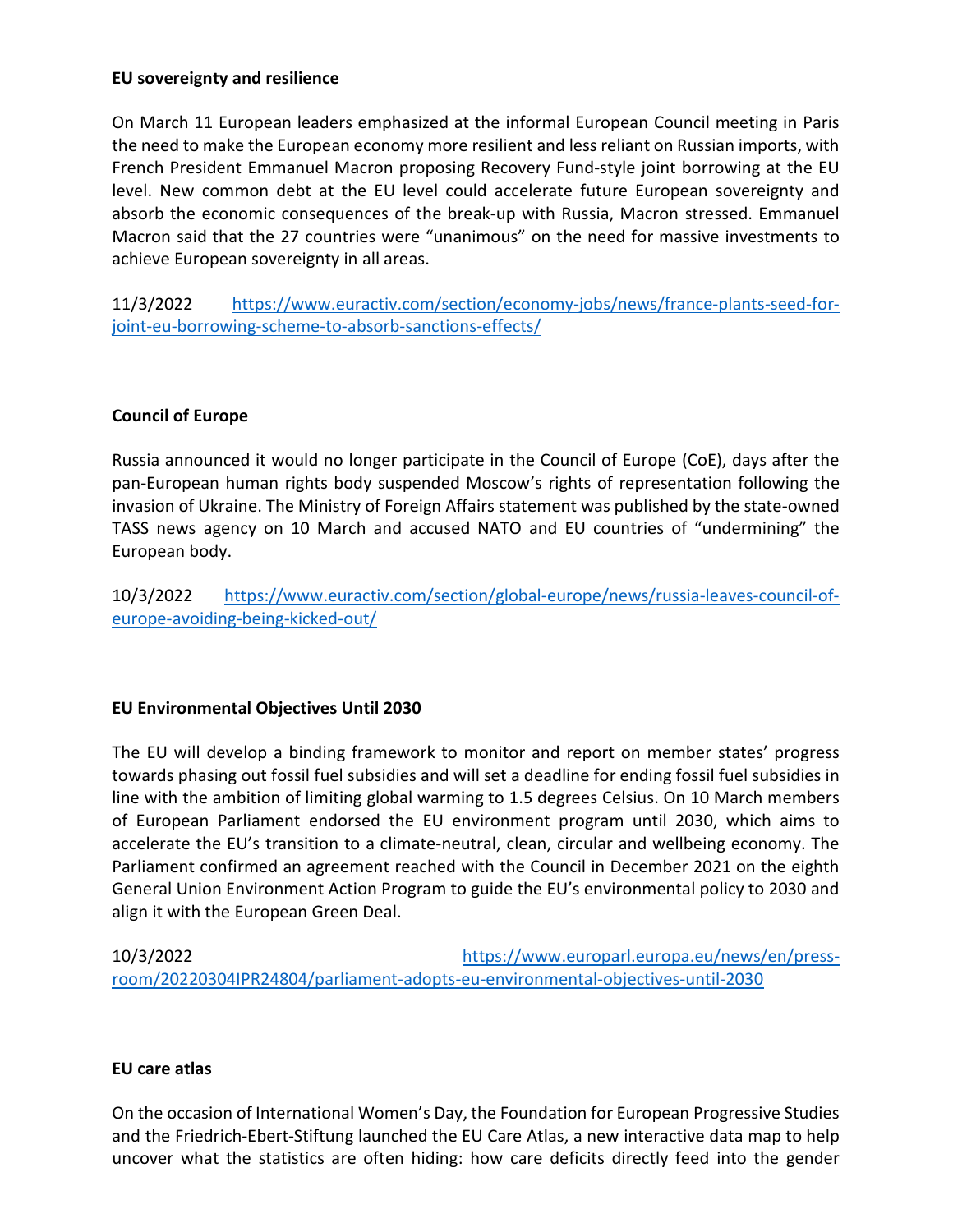**EU sovereignty and resilience**

On March 11 European leaders emphasized at the informal European Council meeting in Paris the need to make the European economy more resilient and less reliant on Russian imports, with French President Emmanuel Macron proposing Recovery Fund-style joint borrowing at the EU level. New common debt at the EU level could accelerate future European sovereignty and absorb the economic consequences of the break-up with Russia, Macron stressed. Emmanuel Macron said that the 27 countries were "unanimous" on the need for massive investments to achieve European sovereignty in all areas.

11/3/2022 [https://www.euractiv.com/section/economy-jobs/news/france-plants-seed-for-joint-eu-borrowing-scheme-to-absorb-sanctions-effects/](https://www.euractiv.com/section/economy-jobs/news/france-plants-seed-for-joint-eu-borrowing-scheme-to-absorb-sanctions-effects/)

**Council of Europe**

Russia announced it would no longer participate in the Council of Europe (CoE), days after the pan-European human rights body suspended Moscow's rights of representation following the invasion of Ukraine. The Ministry of Foreign Affairs statement was published by the state-owned TASS news agency on 10 March and accused NATO and EU countries of "undermining" the European body.

10/3/2022 [https://www.euractiv.com/section/global-europe/news/russia-leaves-council-of-europe-avoiding-being-kicked-out/](https://www.euractiv.com/section/global-europe/news/russia-leaves-council-of-europe-avoiding-being-kicked-out/)

**EU Environmental Objectives Until 2030**

The EU will develop a binding framework to monitor and report on member states' progress towards phasing out fossil fuel subsidies and will set a deadline for ending fossil fuel subsidies in line with the ambition of limiting global warming to 1.5 degrees Celsius. On 10 March members of European Parliament endorsed the EU environment program until 2030, which aims to accelerate the EU's transition to a climate-neutral, clean, circular and wellbeing economy. The Parliament confirmed an agreement reached with the Council in December 2021 on the eighth General Union Environment Action Program to guide the EU's environmental policy to 2030 and align it with the European Green Deal.

10/3/2022 [https://www.europarl.europa.eu/news/en/press-room/20220304IPR24804/parliament-adopts-eu-environmental-objectives-until-2030](https://www.europarl.europa.eu/news/en/press-room/20220304IPR24804/parliament-adopts-eu-environmental-objectives-until-2030)

**EU care atlas**

On the occasion of International Women's Day, the Foundation for European Progressive Studies and the Friedrich-Ebert-Stiftung launched the EU Care Atlas, a new interactive data map to help uncover what the statistics are often hiding: how care deficits directly feed into the gender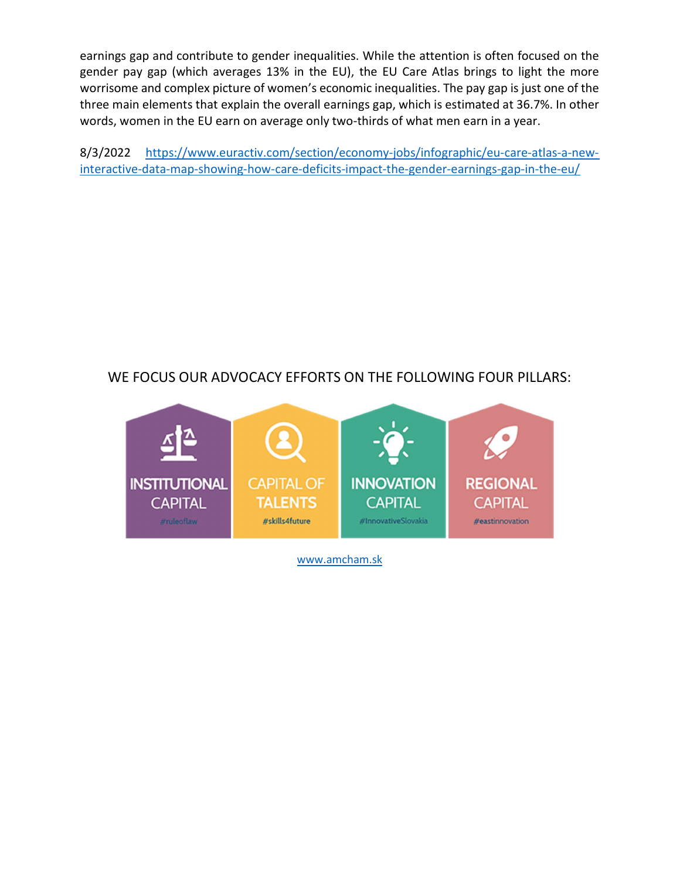earnings gap and contribute to gender inequalities. While the attention is often focused on the gender pay gap (which averages 13% in the EU), the EU Care Atlas brings to light the more worrisome and complex picture of women's economic inequalities. The pay gap is just one of the three main elements that explain the overall earnings gap, which is estimated at 36.7%. In other words, women in the EU earn on average only two-thirds of what men earn in a year.

8/3/2022 https://www.euractiv.com/section/economy-jobs/infographic/eu-care-atlas-a-new-interactive-data-map-showing-how-care-deficits-impact-the-gender-earnings-gap-in-the-eu/

WE FOCUS OUR ADVOCACY EFFORTS ON THE FOLLOWING FOUR PILLARS:

INSTITUTIONAL CAPITAL
#ruleoflaw

CAPITAL OF TALENTS
#skills4future

INNOVATION CAPITAL
#InnovativeSlovakia

REGIONAL CAPITAL
#eastinnovation

www.amcham.sk